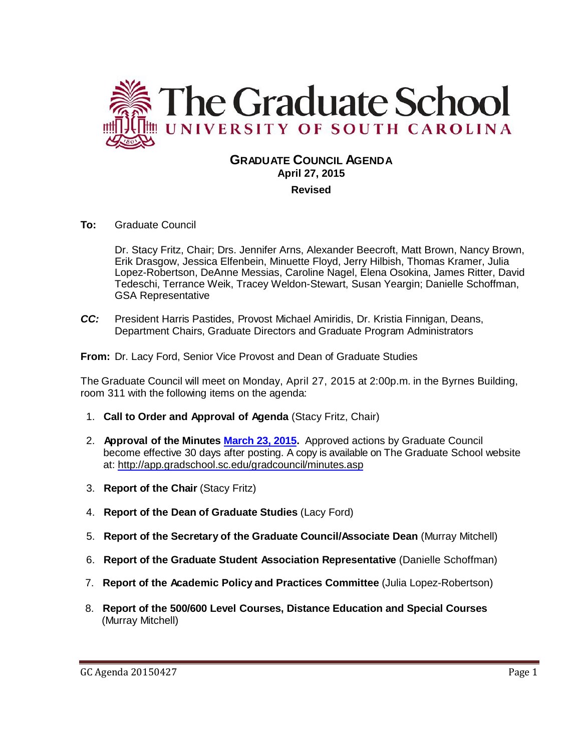# The Graduate School
## UNIVERSITY OF SOUTH CAROLINA

**GRADUATE COUNCIL AGENDA**
**April 27, 2015**
**Revised**

**To:** Graduate Council

Dr. Stacy Fritz, Chair; Drs. Jennifer Arns, Alexander Beecroft, Matt Brown, Nancy Brown, Erik Drasgow, Jessica Elfenbein, Minuette Floyd, Jerry Hilbish, Thomas Kramer, Julia Lopez-Robertson, DeAnne Messias, Caroline Nagel, Elena Osokina, James Ritter, David Tedeschi, Terrance Weik, Tracey Weldon-Stewart, Susan Yeargin; Danielle Schoffman, GSA Representative

***CC:*** President Harris Pastides, Provost Michael Amiridis, Dr. Kristia Finnigan, Deans, Department Chairs, Graduate Directors and Graduate Program Administrators

**From:** Dr. Lacy Ford, Senior Vice Provost and Dean of Graduate Studies

The Graduate Council will meet on Monday, April 27, 2015 at 2:00p.m. in the Byrnes Building, room 311 with the following items on the agenda:

1. **Call to Order and Approval of Agenda** (Stacy Fritz, Chair)
2. **Approval of the Minutes March 23, 2015.** Approved actions by Graduate Council become effective 30 days after posting. A copy is available on The Graduate School website at: http://app.gradschool.sc.edu/gradcouncil/minutes.asp
3. **Report of the Chair** (Stacy Fritz)
4. **Report of the Dean of Graduate Studies** (Lacy Ford)
5. **Report of the Secretary of the Graduate Council/Associate Dean** (Murray Mitchell)
6. **Report of the Graduate Student Association Representative** (Danielle Schoffman)
7. **Report of the Academic Policy and Practices Committee** (Julia Lopez-Robertson)
8. **Report of the 500/600 Level Courses, Distance Education and Special Courses** (Murray Mitchell)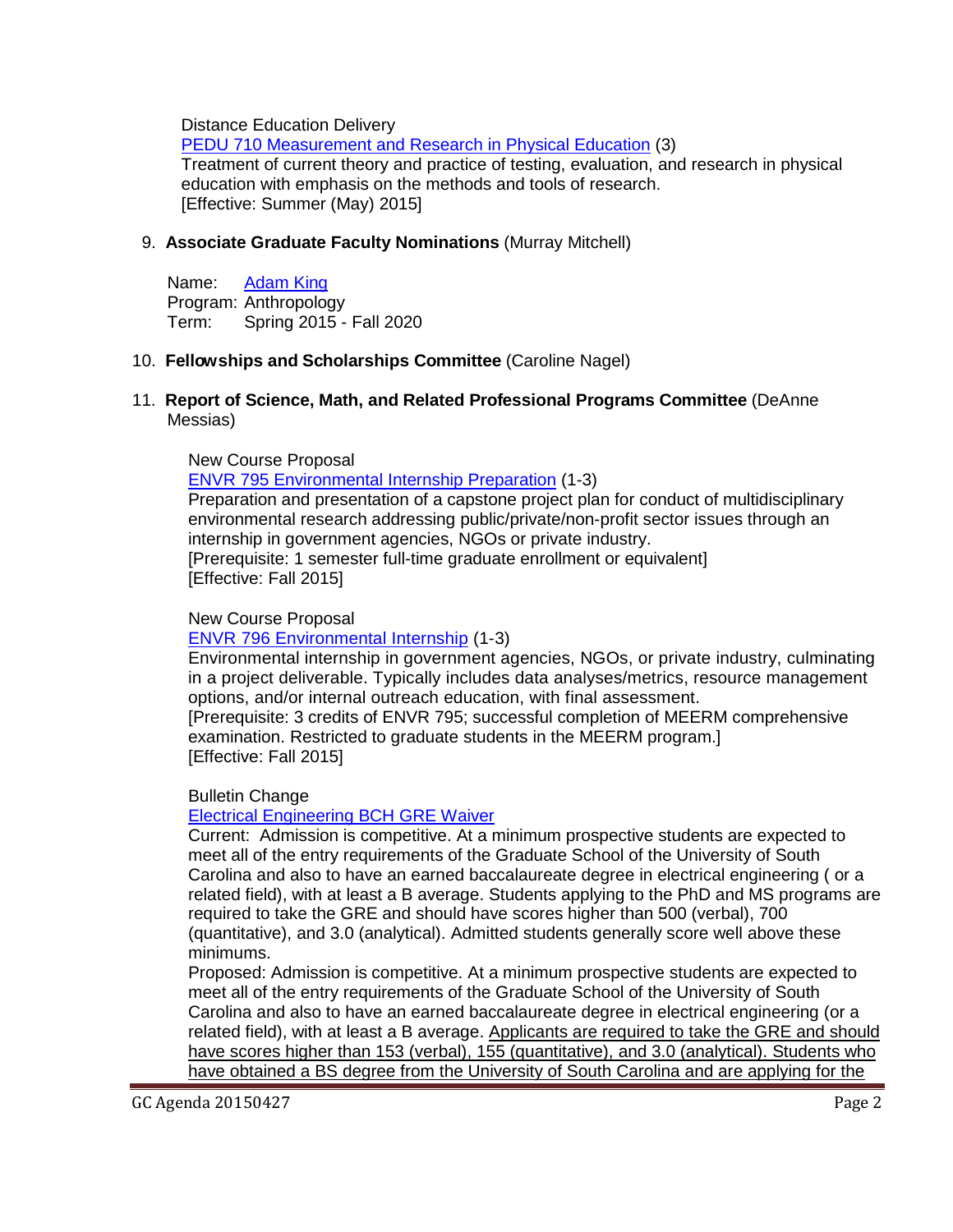Distance Education Delivery
[PEDU 710 Measurement and Research in Physical Education](#) (3)
Treatment of current theory and practice of testing, evaluation, and research in physical education with emphasis on the methods and tools of research.
[Effective: Summer (May) 2015]

9. **Associate Graduate Faculty Nominations** (Murray Mitchell)

   Name: [Adam King](#)
   Program: Anthropology
   Term: Spring 2015 - Fall 2020

10. **Fellowships and Scholarships Committee** (Caroline Nagel)

11. **Report of Science, Math, and Related Professional Programs Committee** (DeAnne Messias)

   New Course Proposal
   [ENVR 795 Environmental Internship Preparation](#) (1-3)
   Preparation and presentation of a capstone project plan for conduct of multidisciplinary environmental research addressing public/private/non-profit sector issues through an internship in government agencies, NGOs or private industry.
   [Prerequisite: 1 semester full-time graduate enrollment or equivalent]
   [Effective: Fall 2015]

   New Course Proposal
   [ENVR 796 Environmental Internship](#) (1-3)
   Environmental internship in government agencies, NGOs, or private industry, culminating in a project deliverable. Typically includes data analyses/metrics, resource management options, and/or internal outreach education, with final assessment.
   [Prerequisite: 3 credits of ENVR 795; successful completion of MEERM comprehensive examination. Restricted to graduate students in the MEERM program.]
   [Effective: Fall 2015]

   Bulletin Change
   [Electrical Engineering BCH GRE Waiver](#)
   Current: Admission is competitive. At a minimum prospective students are expected to meet all of the entry requirements of the Graduate School of the University of South Carolina and also to have an earned baccalaureate degree in electrical engineering ( or a related field), with at least a B average. Students applying to the PhD and MS programs are required to take the GRE and should have scores higher than 500 (verbal), 700 (quantitative), and 3.0 (analytical). Admitted students generally score well above these minimums.
   Proposed: Admission is competitive. At a minimum prospective students are expected to meet all of the entry requirements of the Graduate School of the University of South Carolina and also to have an earned baccalaureate degree in electrical engineering (or a related field), with at least a B average. <u>Applicants are required to take the GRE and should have scores higher than 153 (verbal), 155 (quantitative), and 3.0 (analytical). Students who have obtained a BS degree from the University of South Carolina and are applying for the</u>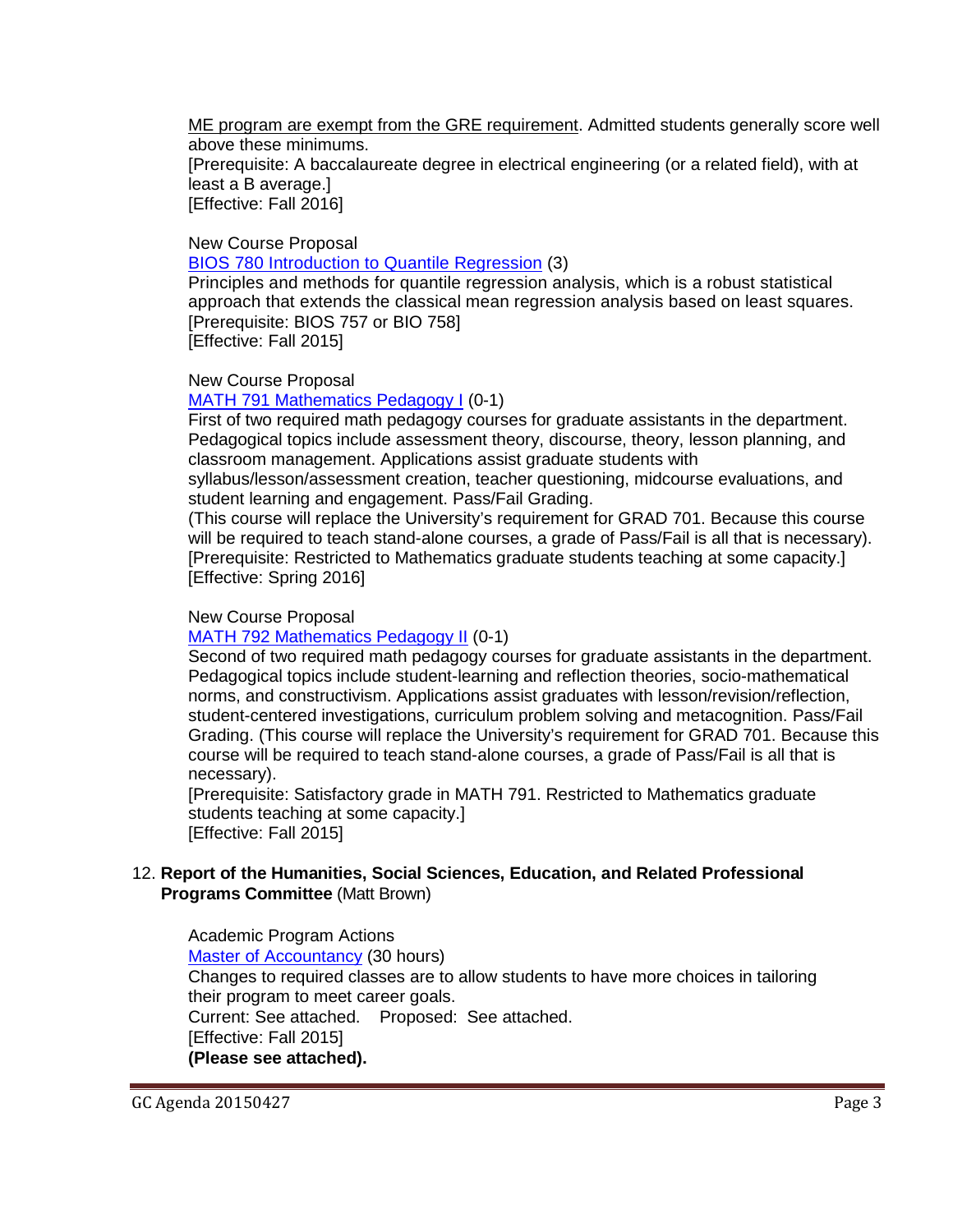ME program are exempt from the GRE requirement. Admitted students generally score well above these minimums.
[Prerequisite: A baccalaureate degree in electrical engineering (or a related field), with at least a B average.]
[Effective: Fall 2016]

New Course Proposal
BIOS 780 Introduction to Quantile Regression (3)
Principles and methods for quantile regression analysis, which is a robust statistical approach that extends the classical mean regression analysis based on least squares.
[Prerequisite: BIOS 757 or BIO 758]
[Effective: Fall 2015]

New Course Proposal
MATH 791 Mathematics Pedagogy I (0-1)
First of two required math pedagogy courses for graduate assistants in the department. Pedagogical topics include assessment theory, discourse, theory, lesson planning, and classroom management. Applications assist graduate students with syllabus/lesson/assessment creation, teacher questioning, midcourse evaluations, and student learning and engagement. Pass/Fail Grading.
(This course will replace the University's requirement for GRAD 701. Because this course will be required to teach stand-alone courses, a grade of Pass/Fail is all that is necessary).
[Prerequisite: Restricted to Mathematics graduate students teaching at some capacity.]
[Effective: Spring 2016]

New Course Proposal
MATH 792 Mathematics Pedagogy II (0-1)
Second of two required math pedagogy courses for graduate assistants in the department. Pedagogical topics include student-learning and reflection theories, socio-mathematical norms, and constructivism. Applications assist graduates with lesson/revision/reflection, student-centered investigations, curriculum problem solving and metacognition. Pass/Fail Grading. (This course will replace the University's requirement for GRAD 701. Because this course will be required to teach stand-alone courses, a grade of Pass/Fail is all that is necessary).
[Prerequisite: Satisfactory grade in MATH 791. Restricted to Mathematics graduate students teaching at some capacity.]
[Effective: Fall 2015]

12. **Report of the Humanities, Social Sciences, Education, and Related Professional Programs Committee** (Matt Brown)

Academic Program Actions
Master of Accountancy (30 hours)
Changes to required classes are to allow students to have more choices in tailoring their program to meet career goals.
Current: See attached. Proposed: See attached.
[Effective: Fall 2015]
**(Please see attached).**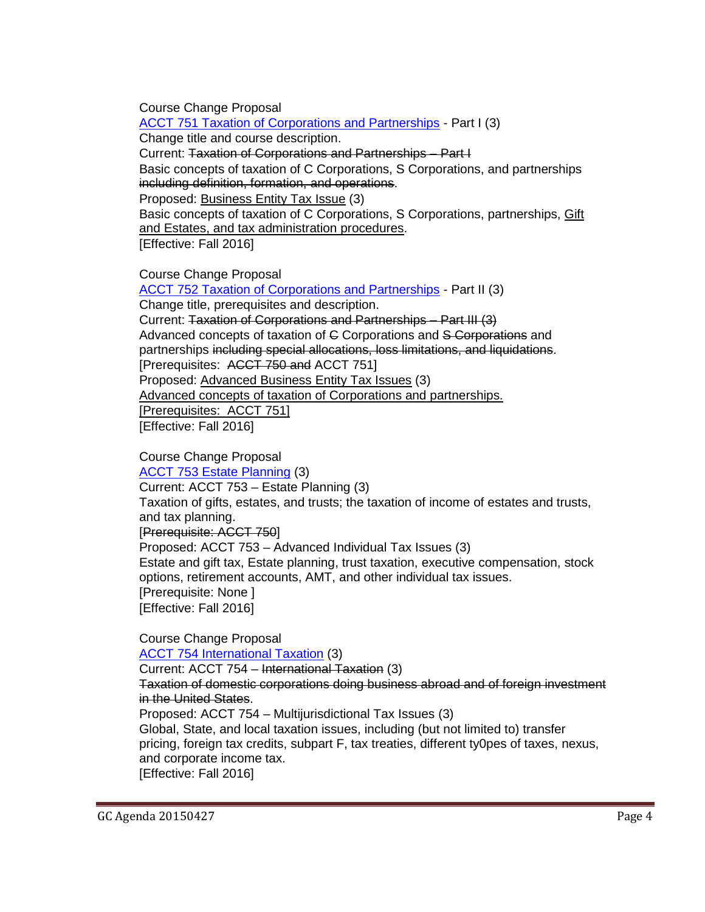Course Change Proposal
ACCT 751 Taxation of Corporations and Partnerships - Part I (3)
Change title and course description.
Current: ~~Taxation of Corporations and Partnerships – Part I~~
Basic concepts of taxation of C Corporations, S Corporations, and partnerships ~~including definition, formation, and operations~~.
Proposed: Business Entity Tax Issue (3)
Basic concepts of taxation of C Corporations, S Corporations, partnerships, Gift and Estates, and tax administration procedures.
[Effective: Fall 2016]

Course Change Proposal
ACCT 752 Taxation of Corporations and Partnerships - Part II (3)
Change title, prerequisites and description.
Current: ~~Taxation of Corporations and Partnerships – Part III (3)~~
Advanced concepts of taxation of ~~C~~ Corporations and ~~S Corporations~~ and partnerships ~~including special allocations, loss limitations, and liquidations~~.
[Prerequisites: ~~ACCT 750 and~~ ACCT 751]
Proposed: Advanced Business Entity Tax Issues (3)
Advanced concepts of taxation of Corporations and partnerships.
[Prerequisites: ACCT 751]
[Effective: Fall 2016]

Course Change Proposal
ACCT 753 Estate Planning (3)
Current: ACCT 753 – Estate Planning (3)
Taxation of gifts, estates, and trusts; the taxation of income of estates and trusts, and tax planning.
[~~Prerequisite: ACCT 750~~]
Proposed: ACCT 753 – Advanced Individual Tax Issues (3)
Estate and gift tax, Estate planning, trust taxation, executive compensation, stock options, retirement accounts, AMT, and other individual tax issues.
[Prerequisite: None ]
[Effective: Fall 2016]

Course Change Proposal
ACCT 754 International Taxation (3)
Current: ACCT 754 – ~~International Taxation~~ (3)
~~Taxation of domestic corporations doing business abroad and of foreign investment in the United States~~.
Proposed: ACCT 754 – Multijurisdictional Tax Issues (3)
Global, State, and local taxation issues, including (but not limited to) transfer pricing, foreign tax credits, subpart F, tax treaties, different ty0pes of taxes, nexus, and corporate income tax.
[Effective: Fall 2016]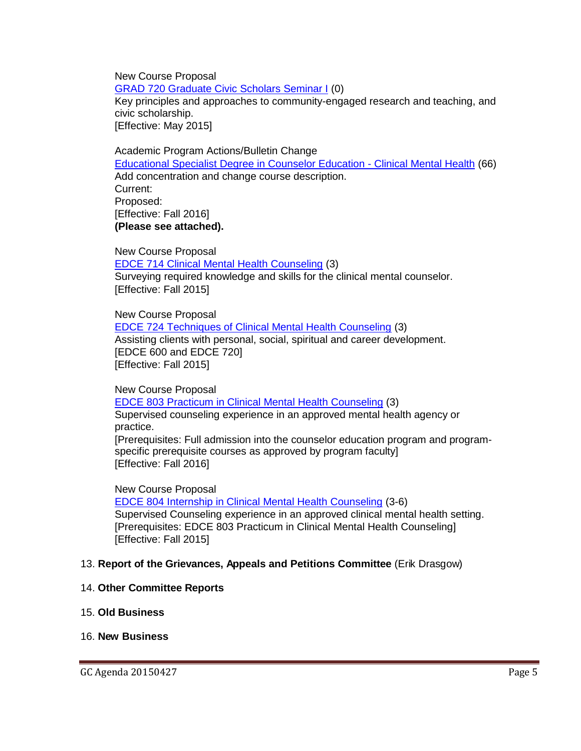New Course Proposal
GRAD 720 Graduate Civic Scholars Seminar I (0)
Key principles and approaches to community-engaged research and teaching, and civic scholarship.
[Effective: May 2015]

Academic Program Actions/Bulletin Change
Educational Specialist Degree in Counselor Education - Clinical Mental Health (66)
Add concentration and change course description.
Current:
Proposed:
[Effective: Fall 2016]
**(Please see attached).**

New Course Proposal
EDCE 714 Clinical Mental Health Counseling (3)
Surveying required knowledge and skills for the clinical mental counselor.
[Effective: Fall 2015]

New Course Proposal
EDCE 724 Techniques of Clinical Mental Health Counseling (3)
Assisting clients with personal, social, spiritual and career development.
[EDCE 600 and EDCE 720]
[Effective: Fall 2015]

New Course Proposal
EDCE 803 Practicum in Clinical Mental Health Counseling (3)
Supervised counseling experience in an approved mental health agency or practice.
[Prerequisites: Full admission into the counselor education program and program-specific prerequisite courses as approved by program faculty]
[Effective: Fall 2016]

New Course Proposal
EDCE 804 Internship in Clinical Mental Health Counseling (3-6)
Supervised Counseling experience in an approved clinical mental health setting.
[Prerequisites: EDCE 803 Practicum in Clinical Mental Health Counseling]
[Effective: Fall 2015]

13. **Report of the Grievances, Appeals and Petitions Committee** (Erik Drasgow)

14. **Other Committee Reports**

15. **Old Business**

16. **New Business**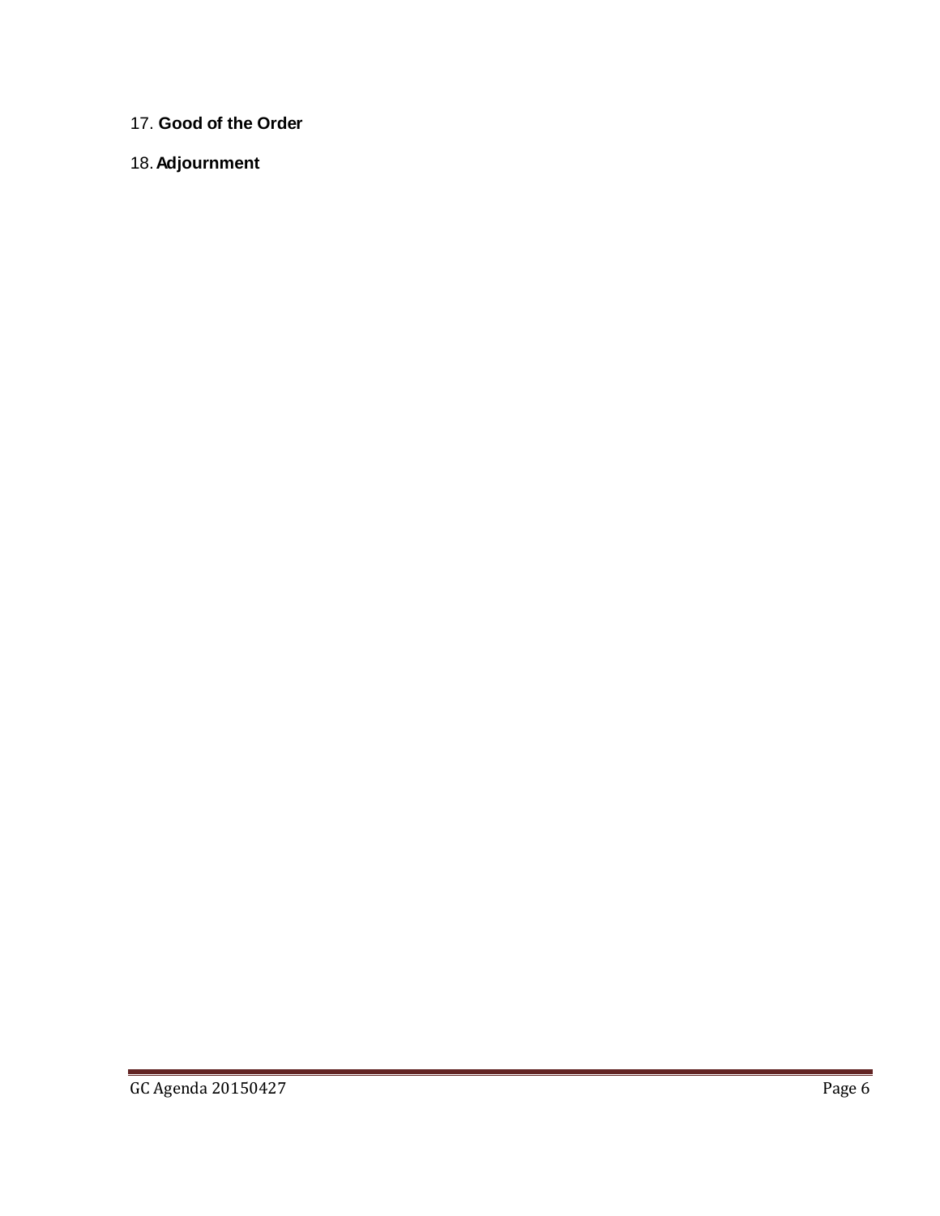17. **Good of the Order**

18. **Adjournment**